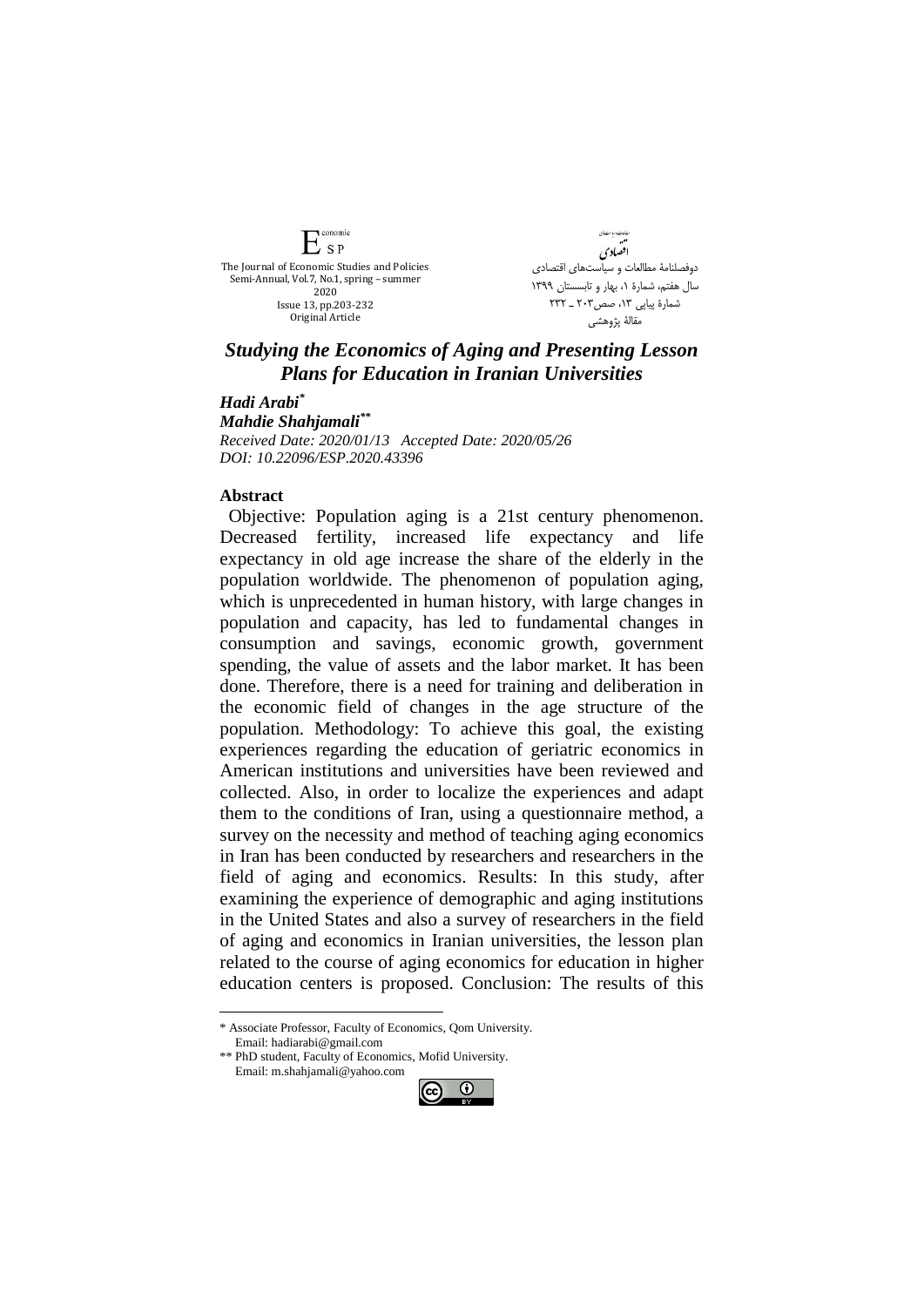The Journal of Economic Studies and Policies
Semi-Annual, Vol.7, No.1, spring – summer 2020
Issue 13, pp.203-232
Original Article

دوفصلنامهٔ مطالعات و سیاست‌های اقتصادی
سال هفتم، شمارهٔ ۱، بهار و تابستان ۱۳۹۹
شمارهٔ پیاپی ۱۳، صص۲۰۳ ـ ۲۳۲
مقالهٔ پژوهشی

# *Studying the Economics of Aging and Presenting Lesson Plans for Education in Iranian Universities*

***Hadi Arabi*** [*]
***Mahdie Shahjamali*** [**]

*Received Date: 2020/01/13 Accepted Date: 2020/05/26*
*DOI: 10.22096/ESP.2020.43396*

## Abstract

Objective: Population aging is a 21st century phenomenon. Decreased fertility, increased life expectancy and life expectancy in old age increase the share of the elderly in the population worldwide. The phenomenon of population aging, which is unprecedented in human history, with large changes in population and capacity, has led to fundamental changes in consumption and savings, economic growth, government spending, the value of assets and the labor market. It has been done. Therefore, there is a need for training and deliberation in the economic field of changes in the age structure of the population. Methodology: To achieve this goal, the existing experiences regarding the education of geriatric economics in American institutions and universities have been reviewed and collected. Also, in order to localize the experiences and adapt them to the conditions of Iran, using a questionnaire method, a survey on the necessity and method of teaching aging economics in Iran has been conducted by researchers and researchers in the field of aging and economics. Results: In this study, after examining the experience of demographic and aging institutions in the United States and also a survey of researchers in the field of aging and economics in Iranian universities, the lesson plan related to the course of aging economics for education in higher education centers is proposed. Conclusion: The results of this

---

[*] Associate Professor, Faculty of Economics, Qom University. Email: hadiarabi@gmail.com

[**] PhD student, Faculty of Economics, Mofid University. Email: m.shahjamali@yahoo.com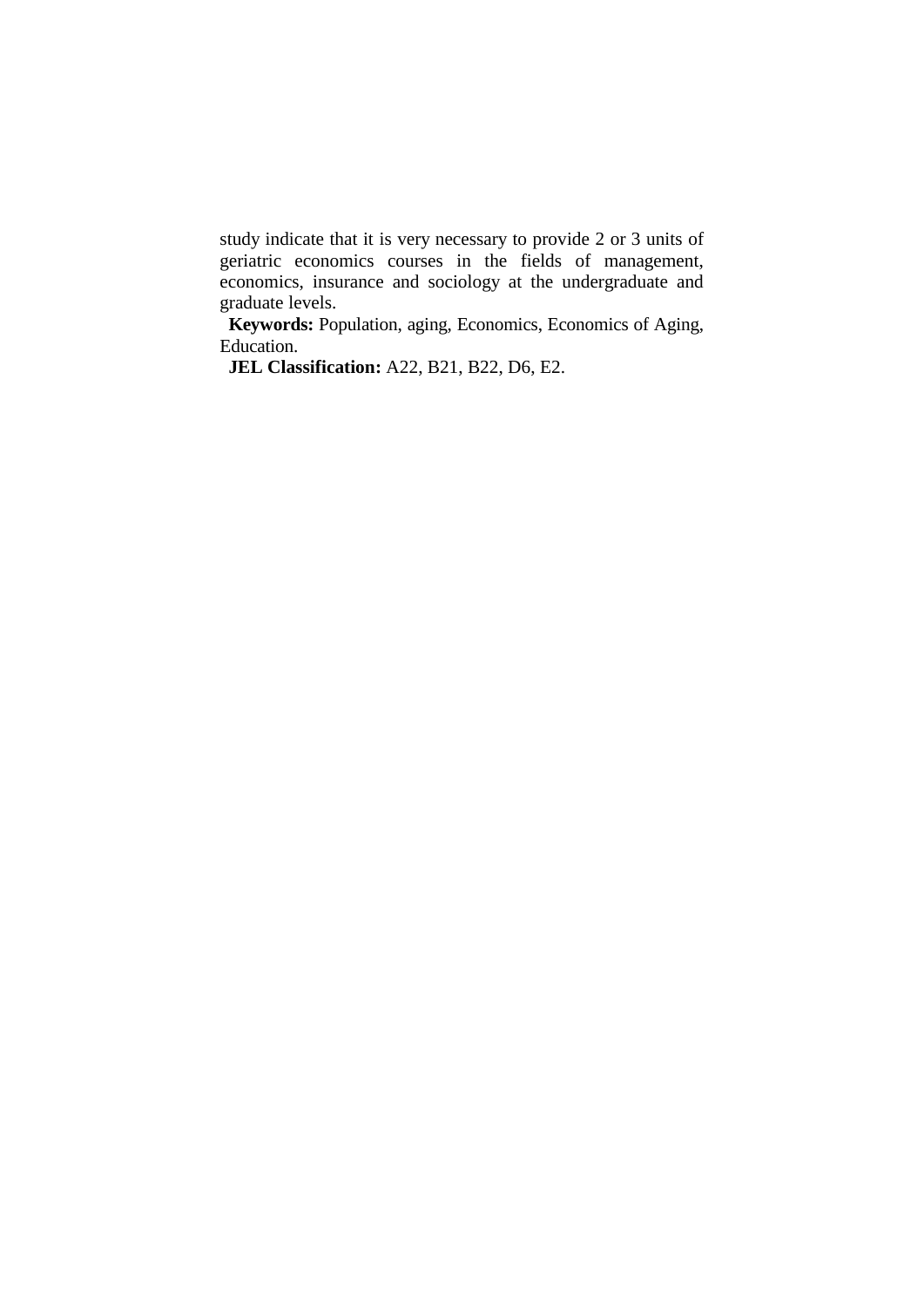study indicate that it is very necessary to provide 2 or 3 units of geriatric economics courses in the fields of management, economics, insurance and sociology at the undergraduate and graduate levels.

**Keywords:** Population, aging, Economics, Economics of Aging, Education.

**JEL Classification:** A22, B21, B22, D6, E2.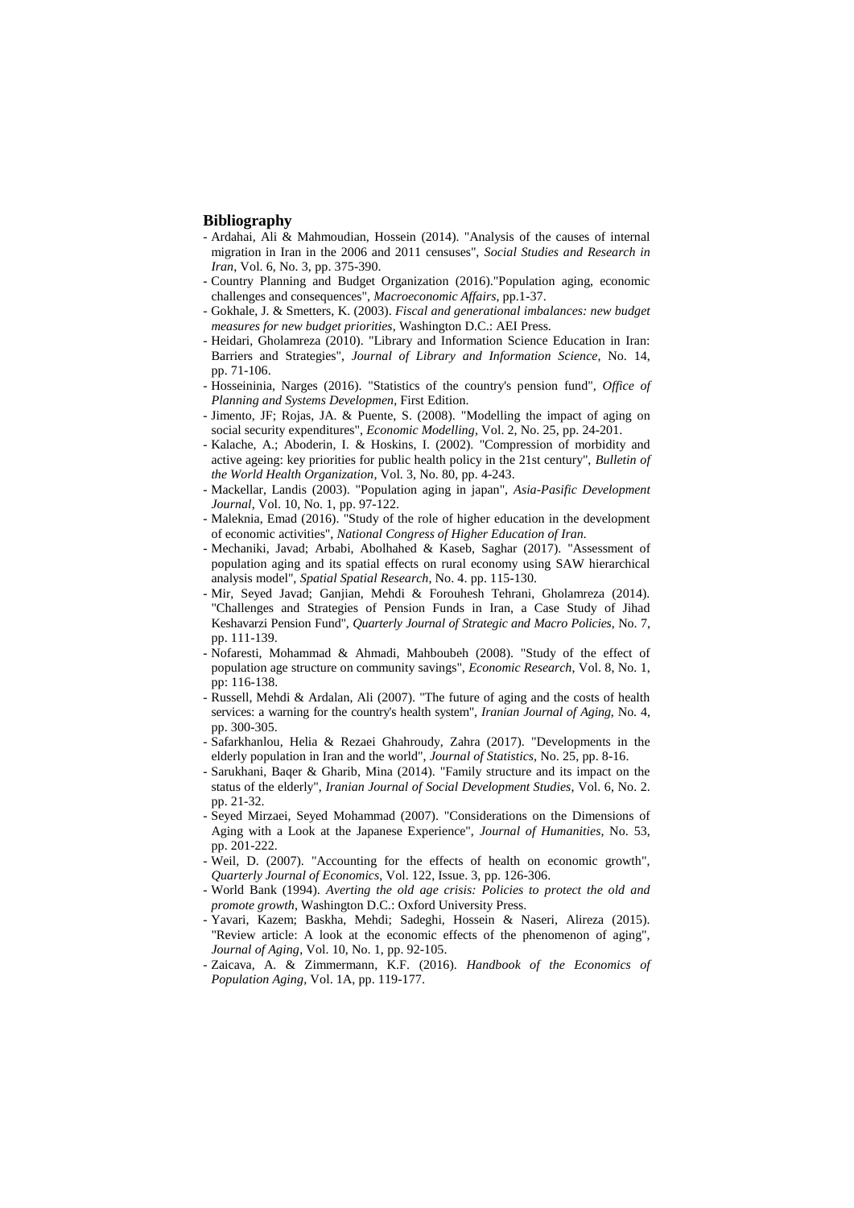## Bibliography

- Ardahai, Ali & Mahmoudian, Hossein (2014). "Analysis of the causes of internal migration in Iran in the 2006 and 2011 censuses", *Social Studies and Research in Iran*, Vol. 6, No. 3, pp. 375-390.
- Country Planning and Budget Organization (2016)."Population aging, economic challenges and consequences", *Macroeconomic Affairs*, pp.1-37.
- Gokhale, J. & Smetters, K. (2003). *Fiscal and generational imbalances: new budget measures for new budget priorities*, Washington D.C.: AEI Press.
- Heidari, Gholamreza (2010). "Library and Information Science Education in Iran: Barriers and Strategies", *Journal of Library and Information Science*, No. 14, pp. 71-106.
- Hosseininia, Narges (2016). "Statistics of the country's pension fund", *Office of Planning and Systems Developmen*, First Edition.
- Jimento, JF; Rojas, JA. & Puente, S. (2008). "Modelling the impact of aging on social security expenditures", *Economic Modelling*, Vol. 2, No. 25, pp. 24-201.
- Kalache, A.; Aboderin, I. & Hoskins, I. (2002). "Compression of morbidity and active ageing: key priorities for public health policy in the 21st century", *Bulletin of the World Health Organization*, Vol. 3, No. 80, pp. 4-243.
- Mackellar, Landis (2003). "Population aging in japan", *Asia-Pasific Development Journal*, Vol. 10, No. 1, pp. 97-122.
- Maleknia, Emad (2016). "Study of the role of higher education in the development of economic activities", *National Congress of Higher Education of Iran.*
- Mechaniki, Javad; Arbabi, Abolhahed & Kaseb, Saghar (2017). "Assessment of population aging and its spatial effects on rural economy using SAW hierarchical analysis model", *Spatial Spatial Research*, No. 4. pp. 115-130.
- Mir, Seyed Javad; Ganjian, Mehdi & Forouhesh Tehrani, Gholamreza (2014). "Challenges and Strategies of Pension Funds in Iran, a Case Study of Jihad Keshavarzi Pension Fund", *Quarterly Journal of Strategic and Macro Policies*, No. 7, pp. 111-139.
- Nofaresti, Mohammad & Ahmadi, Mahboubeh (2008). "Study of the effect of population age structure on community savings", *Economic Research*, Vol. 8, No. 1, pp: 116-138.
- Russell, Mehdi & Ardalan, Ali (2007). "The future of aging and the costs of health services: a warning for the country's health system", *Iranian Journal of Aging*, No. 4, pp. 300-305.
- Safarkhanlou, Helia & Rezaei Ghahroudy, Zahra (2017). "Developments in the elderly population in Iran and the world", *Journal of Statistics*, No. 25, pp. 8-16.
- Sarukhani, Baqer & Gharib, Mina (2014). "Family structure and its impact on the status of the elderly", *Iranian Journal of Social Development Studies*, Vol. 6, No. 2. pp. 21-32.
- Seyed Mirzaei, Seyed Mohammad (2007). "Considerations on the Dimensions of Aging with a Look at the Japanese Experience", *Journal of Humanities*, No. 53, pp. 201-222.
- Weil, D. (2007). "Accounting for the effects of health on economic growth", *Quarterly Journal of Economics*, Vol. 122, Issue. 3, pp. 126-306.
- World Bank (1994). *Averting the old age crisis: Policies to protect the old and promote growth*, Washington D.C.: Oxford University Press.
- Yavari, Kazem; Baskha, Mehdi; Sadeghi, Hossein & Naseri, Alireza (2015). "Review article: A look at the economic effects of the phenomenon of aging", *Journal of Aging*, Vol. 10, No. 1, pp. 92-105.
- Zaicava, A. & Zimmermann, K.F. (2016). *Handbook of the Economics of Population Aging*, Vol. 1A, pp. 119-177.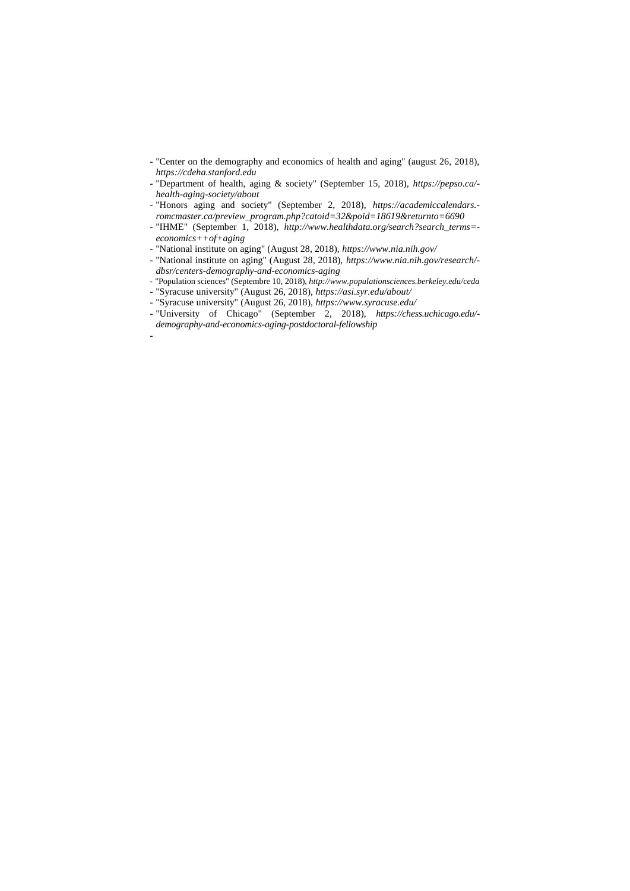- "Center on the demography and economics of health and aging" (august 26, 2018), *https://cdeha.stanford.edu*
- "Department of health, aging & society" (September 15, 2018), *https://pepso.ca/-health-aging-society/about*
- "Honors aging and society" (September 2, 2018), *https://academiccalendars.-romcmaster.ca/preview_program.php?catoid=32&poid=18619&returnto=6690*
- "IHME" (September 1, 2018), *http://www.healthdata.org/search?search_terms=-economics++of+aging*
- "National institute on aging" (August 28, 2018), *https://www.nia.nih.gov/*
- "National institute on aging" (August 28, 2018), *https://www.nia.nih.gov/research/-dbsr/centers-demography-and-economics-aging*
- "Population sciences" (Septembre 10, 2018), *http://www.populationsciences.berkeley.edu/ceda*
- "Syracuse university" (August 26, 2018), *https://asi.syr.edu/about/*
- "Syracuse university" (August 26, 2018), *https://www.syracuse.edu/*
- "University of Chicago" (September 2, 2018), *https://chess.uchicago.edu/-demography-and-economics-aging-postdoctoral-fellowship*
-